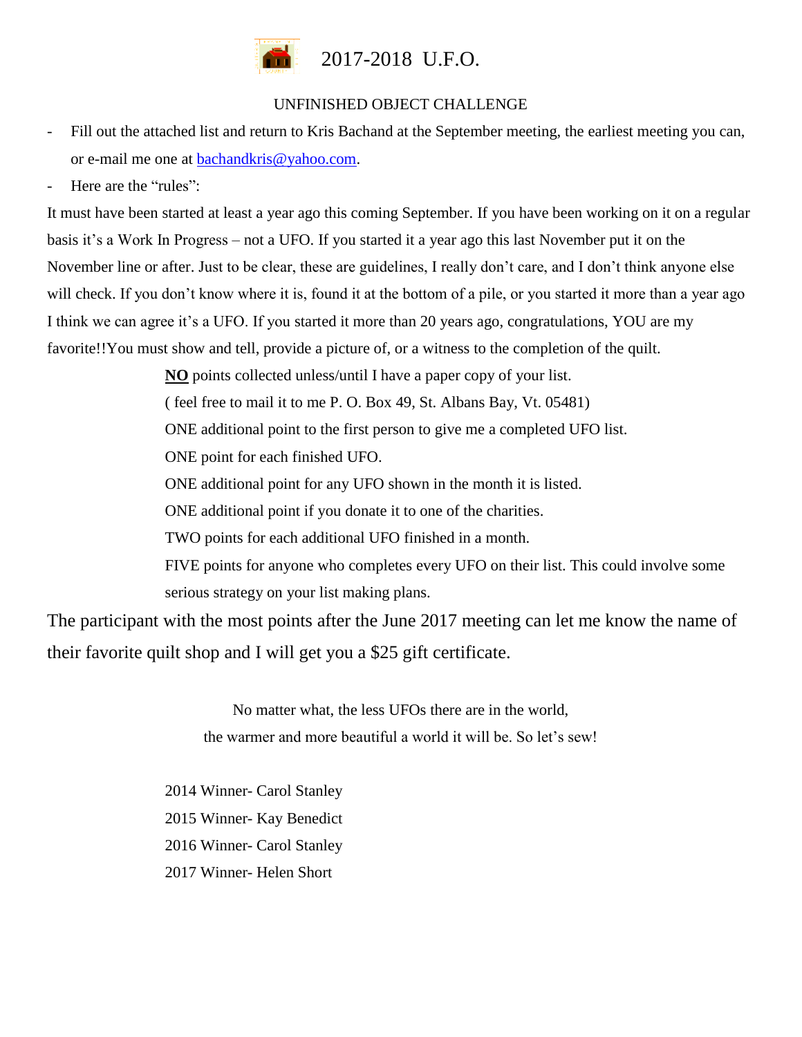# 2017-2018 U.F.O.

UNFINISHED OBJECT CHALLENGE

- Fill out the attached list and return to Kris Bachand at the September meeting, the earliest meeting you can, or e-mail me one at bachandkris@yahoo.com.
- Here are the "rules":

It must have been started at least a year ago this coming September. If you have been working on it on a regular basis it's a Work In Progress – not a UFO. If you started it a year ago this last November put it on the November line or after. Just to be clear, these are guidelines, I really don't care, and I don't think anyone else will check. If you don't know where it is, found it at the bottom of a pile, or you started it more than a year ago I think we can agree it's a UFO. If you started it more than 20 years ago, congratulations, YOU are my favorite!!You must show and tell, provide a picture of, or a witness to the completion of the quilt.

**NO** points collected unless/until I have a paper copy of your list.

( feel free to mail it to me P. O. Box 49, St. Albans Bay, Vt. 05481)

ONE additional point to the first person to give me a completed UFO list.

ONE point for each finished UFO.

ONE additional point for any UFO shown in the month it is listed.

ONE additional point if you donate it to one of the charities.

TWO points for each additional UFO finished in a month.

FIVE points for anyone who completes every UFO on their list. This could involve some serious strategy on your list making plans.

The participant with the most points after the June 2017 meeting can let me know the name of their favorite quilt shop and I will get you a $25 gift certificate.

No matter what, the less UFOs there are in the world,
the warmer and more beautiful a world it will be. So let's sew!

2014 Winner- Carol Stanley

2015 Winner- Kay Benedict

2016 Winner- Carol Stanley

2017 Winner- Helen Short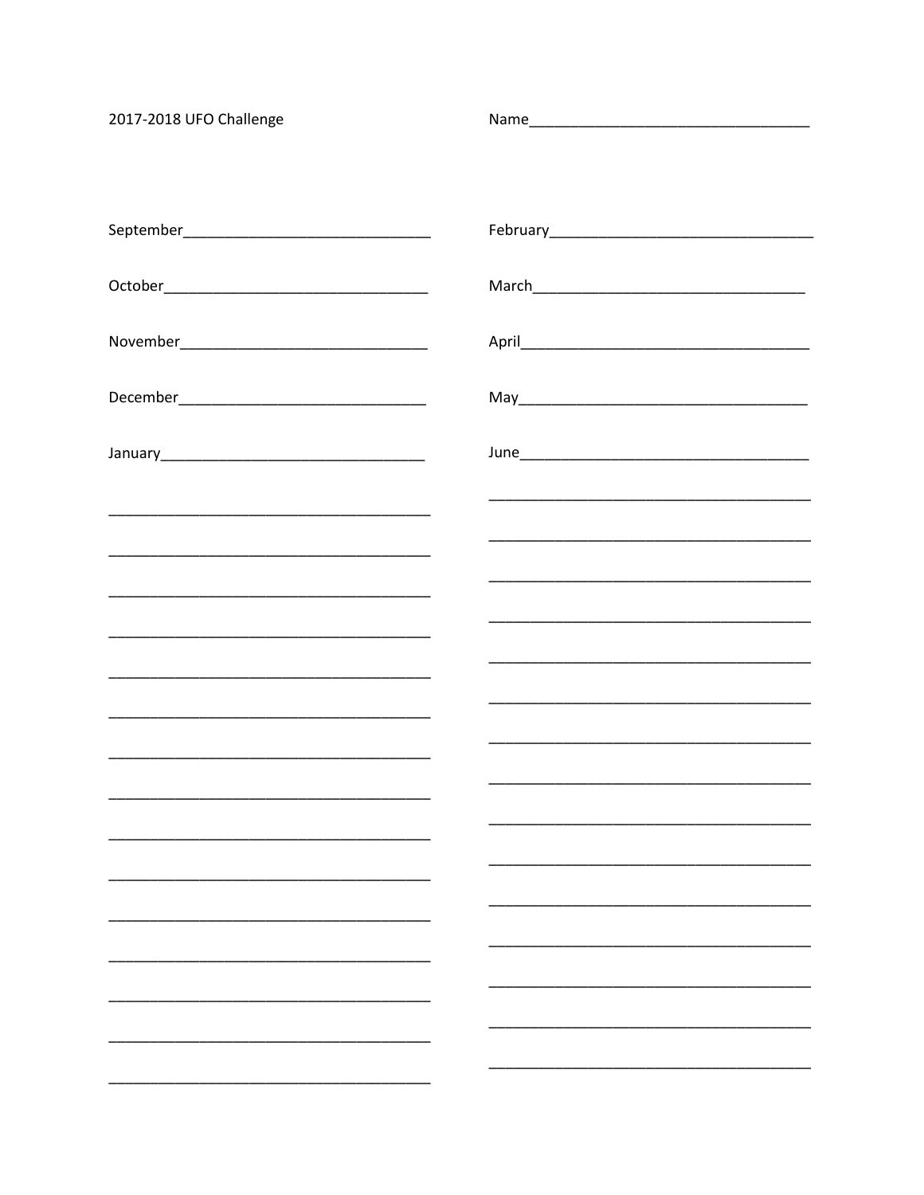2017-2018 UFO Challenge

Name___________________________________

September______________________________

October_________________________________

November_______________________________

December_______________________________

January_________________________________

_______________________________________

_______________________________________

_______________________________________

_______________________________________

_______________________________________

_______________________________________

_______________________________________

_______________________________________

_______________________________________

_______________________________________

_______________________________________

_______________________________________

_______________________________________

_______________________________________

_______________________________________

February________________________________

March___________________________________

April____________________________________

May_____________________________________

June____________________________________

_______________________________________

_______________________________________

_______________________________________

_______________________________________

_______________________________________

_______________________________________

_______________________________________

_______________________________________

_______________________________________

_______________________________________

_______________________________________

_______________________________________

_______________________________________

_______________________________________

_______________________________________